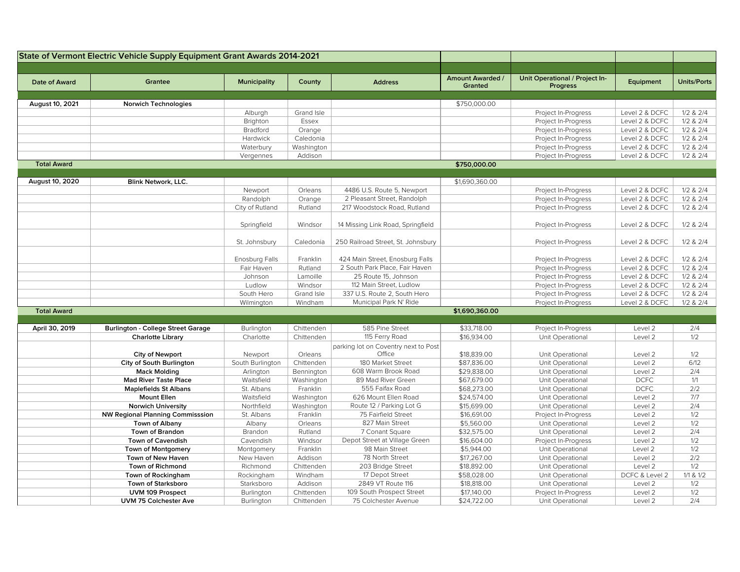## State of Vermont Electric Vehicle Supply Equipment Grant Awards 2014-2021

| Date of Award | Grantee | Municipality | County | Address | Amount Awarded / Granted | Unit Operational / Project In-Progress | Equipment | Units/Ports |
|---|---|---|---|---|---|---|---|---|
| **August 10, 2021** | **Norwich Technologies** | | | | $750,000.00 | | | |
| | | Alburgh | Grand Isle | | | Project In-Progress | Level 2 & DCFC | 1/2 & 2/4 |
| | | Brighton | Essex | | | Project In-Progress | Level 2 & DCFC | 1/2 & 2/4 |
| | | Bradford | Orange | | | Project In-Progress | Level 2 & DCFC | 1/2 & 2/4 |
| | | Hardwick | Caledonia | | | Project In-Progress | Level 2 & DCFC | 1/2 & 2/4 |
| | | Waterbury | Washington | | | Project In-Progress | Level 2 & DCFC | 1/2 & 2/4 |
| | | Vergennes | Addison | | | Project In-Progress | Level 2 & DCFC | 1/2 & 2/4 |
| **Total Award** | | | | | **$750,000.00** | | | |
| **August 10, 2020** | **Blink Network, LLC.** | | | | $1,690,360.00 | | | |
| | | Newport | Orleans | 4486 U.S. Route 5, Newport | | Project In-Progress | Level 2 & DCFC | 1/2 & 2/4 |
| | | Randolph | Orange | 2 Pleasant Street, Randolph | | Project In-Progress | Level 2 & DCFC | 1/2 & 2/4 |
| | | City of Rutland | Rutland | 217 Woodstock Road, Rutland | | Project In-Progress | Level 2 & DCFC | 1/2 & 2/4 |
| | | Springfield | Windsor | 14 Missing Link Road, Springfield | | Project In-Progress | Level 2 & DCFC | 1/2 & 2/4 |
| | | St. Johnsbury | Caledonia | 250 Railroad Street, St. Johnsbury | | Project In-Progress | Level 2 & DCFC | 1/2 & 2/4 |
| | | Enosburg Falls | Franklin | 424 Main Street, Enosburg Falls | | Project In-Progress | Level 2 & DCFC | 1/2 & 2/4 |
| | | Fair Haven | Rutland | 2 South Park Place, Fair Haven | | Project In-Progress | Level 2 & DCFC | 1/2 & 2/4 |
| | | Johnson | Lamoille | 25 Route 15, Johnson | | Project In-Progress | Level 2 & DCFC | 1/2 & 2/4 |
| | | Ludlow | Windsor | 112 Main Street, Ludlow | | Project In-Progress | Level 2 & DCFC | 1/2 & 2/4 |
| | | South Hero | Grand Isle | 337 U.S. Route 2, South Hero | | Project In-Progress | Level 2 & DCFC | 1/2 & 2/4 |
| | | Wilmington | Windham | Municipal Park N' Ride | | Project In-Progress | Level 2 & DCFC | 1/2 & 2/4 |
| **Total Award** | | | | | **$1,690,360.00** | | | |
| **April 30, 2019** | **Burlington - College Street Garage** | Burlington | Chittenden | 585 Pine Street | $33,718.00 | Project In-Progress | Level 2 | 2/4 |
| | **Charlotte Library** | Charlotte | Chittenden | 115 Ferry Road | $16,934.00 | Unit Operational | Level 2 | 1/2 |
| | **City of Newport** | Newport | Orleans | parking lot on Coventry next to Post Office | $18,839.00 | Unit Operational | Level 2 | 1/2 |
| | **City of South Burlington** | South Burlington | Chittenden | 180 Market Street | $87,836.00 | Unit Operational | Level 2 | 6/12 |
| | **Mack Molding** | Arlington | Bennington | 608 Warm Brook Road | $29,838.00 | Unit Operational | Level 2 | 2/4 |
| | **Mad River Taste Place** | Waitsfield | Washington | 89 Mad River Green | $67,679.00 | Unit Operational | DCFC | 1/1 |
| | **Maplefields St Albans** | St. Albans | Franklin | 555 Faifax Road | $68,273.00 | Unit Operational | DCFC | 2/2 |
| | **Mount Ellen** | Waitsfield | Washington | 626 Mount Ellen Road | $24,574.00 | Unit Operational | Level 2 | 7/7 |
| | **Norwich University** | Northfield | Washington | Route 12 / Parking Lot G | $15,699.00 | Unit Operational | Level 2 | 2/4 |
| | **NW Regional Planning Commisssion** | St. Albans | Franklin | 75 Fairfield Street | $16,691.00 | Project In-Progress | Level 2 | 1/2 |
| | **Town of Albany** | Albany | Orleans | 827 Main Street | $5,560.00 | Unit Operational | Level 2 | 1/2 |
| | **Town of Brandon** | Brandon | Rutland | 7 Conant Square | $32,575.00 | Unit Operational | Level 2 | 2/4 |
| | **Town of Cavendish** | Cavendish | Windsor | Depot Street at Village Green | $16,604.00 | Project In-Progress | Level 2 | 1/2 |
| | **Town of Montgomery** | Montgomery | Franklin | 98 Main Street | $5,944.00 | Unit Operational | Level 2 | 1/2 |
| | **Town of New Haven** | New Haven | Addison | 78 North Street | $17,267.00 | Unit Operational | Level 2 | 2/2 |
| | **Town of Richmond** | Richmond | Chittenden | 203 Bridge Street | $18,892.00 | Unit Operational | Level 2 | 1/2 |
| | **Town of Rockingham** | Rockingham | Windham | 17 Depot Street | $58,028.00 | Unit Operational | DCFC & Level 2 | 1/1 & 1/2 |
| | **Town of Starksboro** | Starksboro | Addison | 2849 VT Route 116 | $18,818.00 | Unit Operational | Level 2 | 1/2 |
| | **UVM 109 Prospect** | Burlington | Chittenden | 109 South Prospect Street | $17,140.00 | Project In-Progress | Level 2 | 1/2 |
| | **UVM 75 Colchester Ave** | Burlington | Chittenden | 75 Colchester Avenue | $24,722.00 | Unit Operational | Level 2 | 2/4 |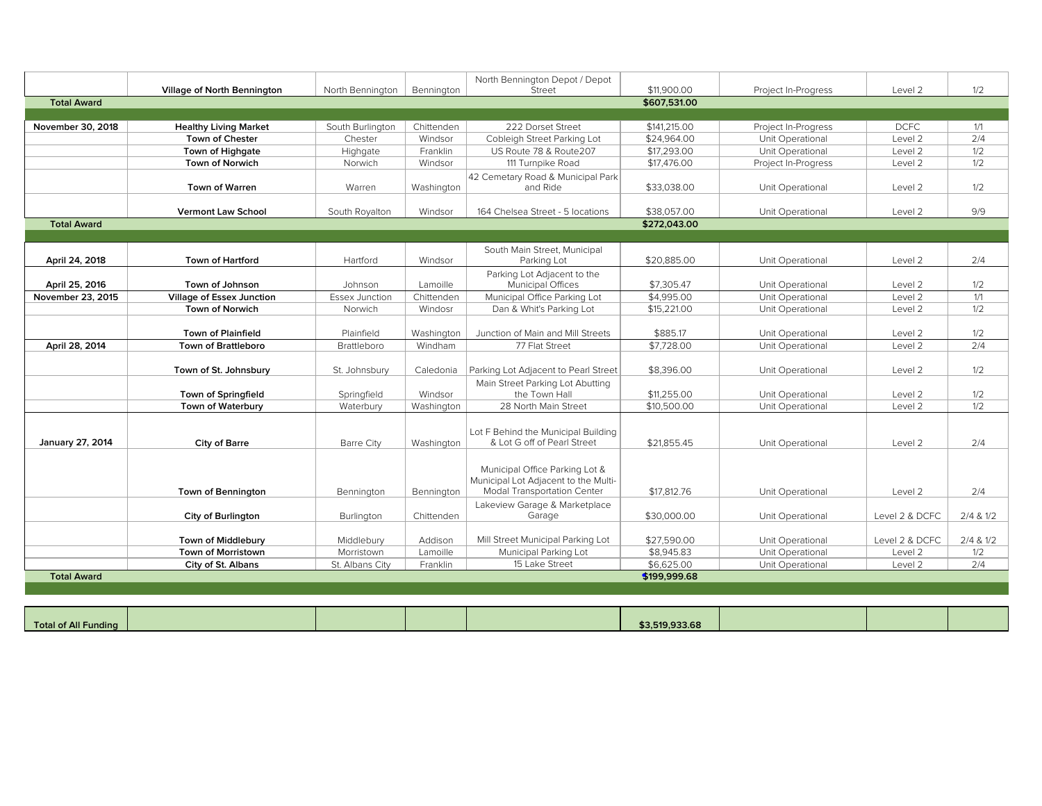| | | | | | | | | |
|---|---|---|---|---|---|---|---|---|
| | **Village of North Bennington** | North Bennington | Bennington | North Bennington Depot / Depot Street | $11,900.00 | Project In-Progress | Level 2 | 1/2 |
| **Total Award** | | | | | **$607,531.00** | | | |
| | | | | | | | | |
| **November 30, 2018** | **Healthy Living Market** | South Burlington | Chittenden | 222 Dorset Street | $141,215.00 | Project In-Progress | DCFC | 1/1 |
| | **Town of Chester** | Chester | Windsor | Cobleigh Street Parking Lot | $24,964.00 | Unit Operational | Level 2 | 2/4 |
| | **Town of Highgate** | Highgate | Franklin | US Route 78 & Route207 | $17,293.00 | Unit Operational | Level 2 | 1/2 |
| | **Town of Norwich** | Norwich | Windsor | 111 Turnpike Road | $17,476.00 | Project In-Progress | Level 2 | 1/2 |
| | **Town of Warren** | Warren | Washington | 42 Cemetary Road & Municipal Park and Ride | $33,038.00 | Unit Operational | Level 2 | 1/2 |
| | **Vermont Law School** | South Royalton | Windsor | 164 Chelsea Street - 5 locations | $38,057.00 | Unit Operational | Level 2 | 9/9 |
| **Total Award** | | | | | **$272,043.00** | | | |
| | | | | | | | | |
| **April 24, 2018** | **Town of Hartford** | Hartford | Windsor | South Main Street, Municipal Parking Lot | $20,885.00 | Unit Operational | Level 2 | 2/4 |
| **April 25, 2016** | **Town of Johnson** | Johnson | Lamoille | Parking Lot Adjacent to the Municipal Offices | $7,305.47 | Unit Operational | Level 2 | 1/2 |
| **November 23, 2015** | **Village of Essex Junction** | Essex Junction | Chittenden | Municipal Office Parking Lot | $4,995.00 | Unit Operational | Level 2 | 1/1 |
| | **Town of Norwich** | Norwich | Windosr | Dan & Whit's Parking Lot | $15,221.00 | Unit Operational | Level 2 | 1/2 |
| | **Town of Plainfield** | Plainfield | Washington | Junction of Main and Mill Streets | $885.17 | Unit Operational | Level 2 | 1/2 |
| **April 28, 2014** | **Town of Brattleboro** | Brattleboro | Windham | 77 Flat Street | $7,728.00 | Unit Operational | Level 2 | 2/4 |
| | **Town of St. Johnsbury** | St. Johnsbury | Caledonia | Parking Lot Adjacent to Pearl Street | $8,396.00 | Unit Operational | Level 2 | 1/2 |
| | **Town of Springfield** | Springfield | Windsor | Main Street Parking Lot Abutting the Town Hall | $11,255.00 | Unit Operational | Level 2 | 1/2 |
| | **Town of Waterbury** | Waterbury | Washington | 28 North Main Street | $10,500.00 | Unit Operational | Level 2 | 1/2 |
| **January 27, 2014** | **City of Barre** | Barre City | Washington | Lot F Behind the Municipal Building & Lot G off of Pearl Street | $21,855.45 | Unit Operational | Level 2 | 2/4 |
| | **Town of Bennington** | Bennington | Bennington | Municipal Office Parking Lot & Municipal Lot Adjacent to the Multi-Modal Transportation Center | $17,812.76 | Unit Operational | Level 2 | 2/4 |
| | **City of Burlington** | Burlington | Chittenden | Lakeview Garage & Marketplace Garage | $30,000.00 | Unit Operational | Level 2 & DCFC | 2/4 & 1/2 |
| | **Town of Middlebury** | Middlebury | Addison | Mill Street Municipal Parking Lot | $27,590.00 | Unit Operational | Level 2 & DCFC | 2/4 & 1/2 |
| | **Town of Morristown** | Morristown | Lamoille | Municipal Parking Lot | $8,945.83 | Unit Operational | Level 2 | 1/2 |
| | **City of St. Albans** | St. Albans City | Franklin | 15 Lake Street | $6,625.00 | Unit Operational | Level 2 | 2/4 |
| **Total Award** | | | | | **$199,999.68** | | | |
| | | | | | | | | |
| **Total of All Funding** | | | | | **$3,519,933.68** | | | |